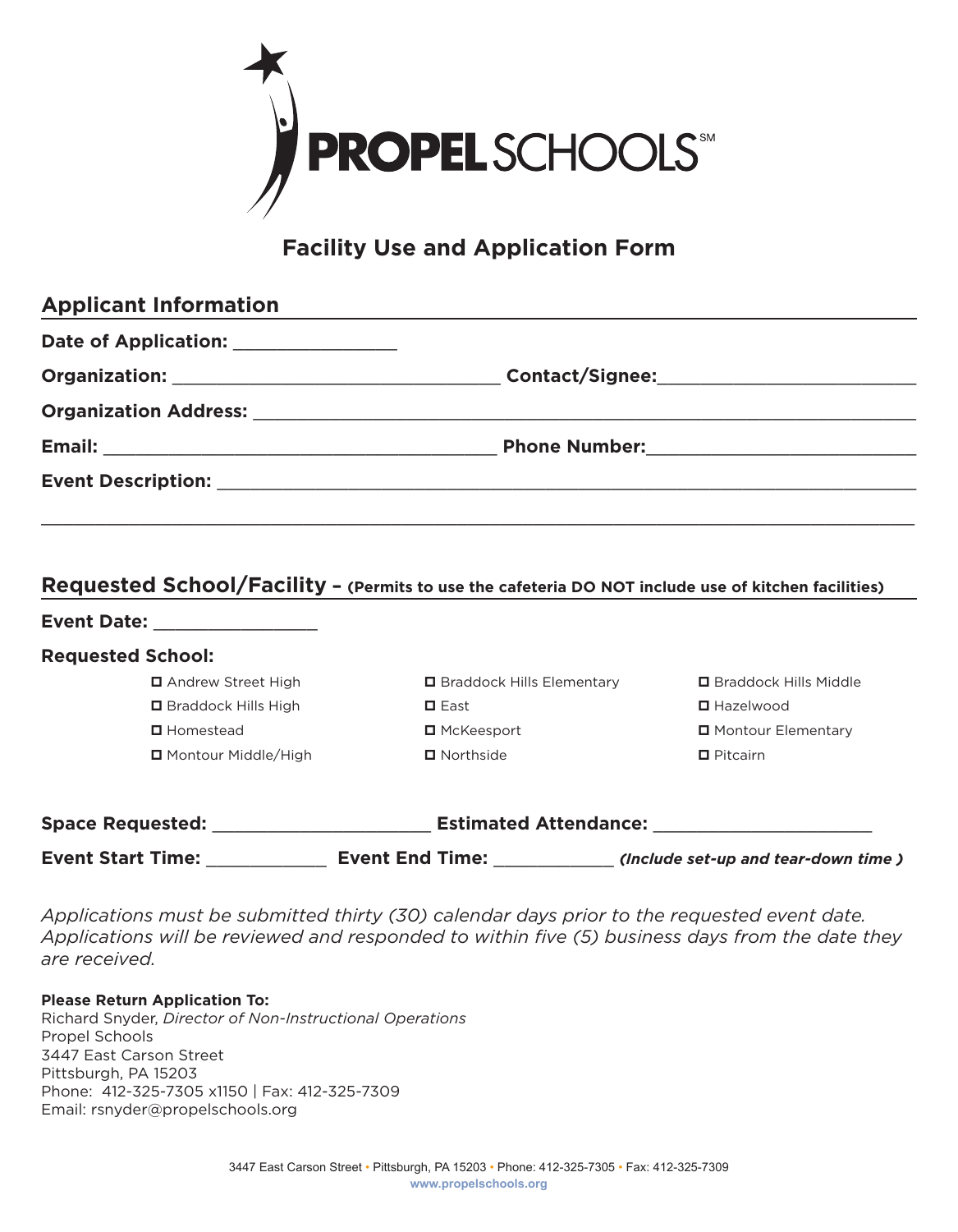PROPEL SCHOOLS[SM]

# Facility Use and Application Form

## Applicant Information

**Date of Application:** ________________

**Organization:** ________________________________ **Contact/Signee:** __________________________

**Organization Address:** ____________________________________________________________

**Email:** ______________________________________ **Phone Number:** ___________________________

**Event Description:** ______________________________________________________________

_____________________________________________________________________________

## Requested School/Facility – (Permits to use the cafeteria DO NOT include use of kitchen facilities)

**Event Date:** ________________

**Requested School:**

- ☐ Andrew Street High
- ☐ Braddock Hills Elementary
- ☐ Braddock Hills Middle
- ☐ Braddock Hills High
- ☐ East
- ☐ Hazelwood
- ☐ Homestead
- ☐ McKeesport
- ☐ Montour Elementary
- ☐ Montour Middle/High
- ☐ Northside
- ☐ Pitcairn

**Space Requested:** ______________________ **Estimated Attendance:** ______________________

**Event Start Time:** ____________ **Event End Time:** ____________ ***(Include set-up and tear-down time )***

*Applications must be submitted thirty (30) calendar days prior to the requested event date. Applications will be reviewed and responded to within five (5) business days from the date they are received.*

**Please Return Application To:**
Richard Snyder, *Director of Non-Instructional Operations*
Propel Schools
3447 East Carson Street
Pittsburgh, PA 15203
Phone: 412-325-7305 x1150 | Fax: 412-325-7309
Email: rsnyder@propelschools.org

3447 East Carson Street • Pittsburgh, PA 15203 • Phone: 412-325-7305 • Fax: 412-325-7309
www.propelschools.org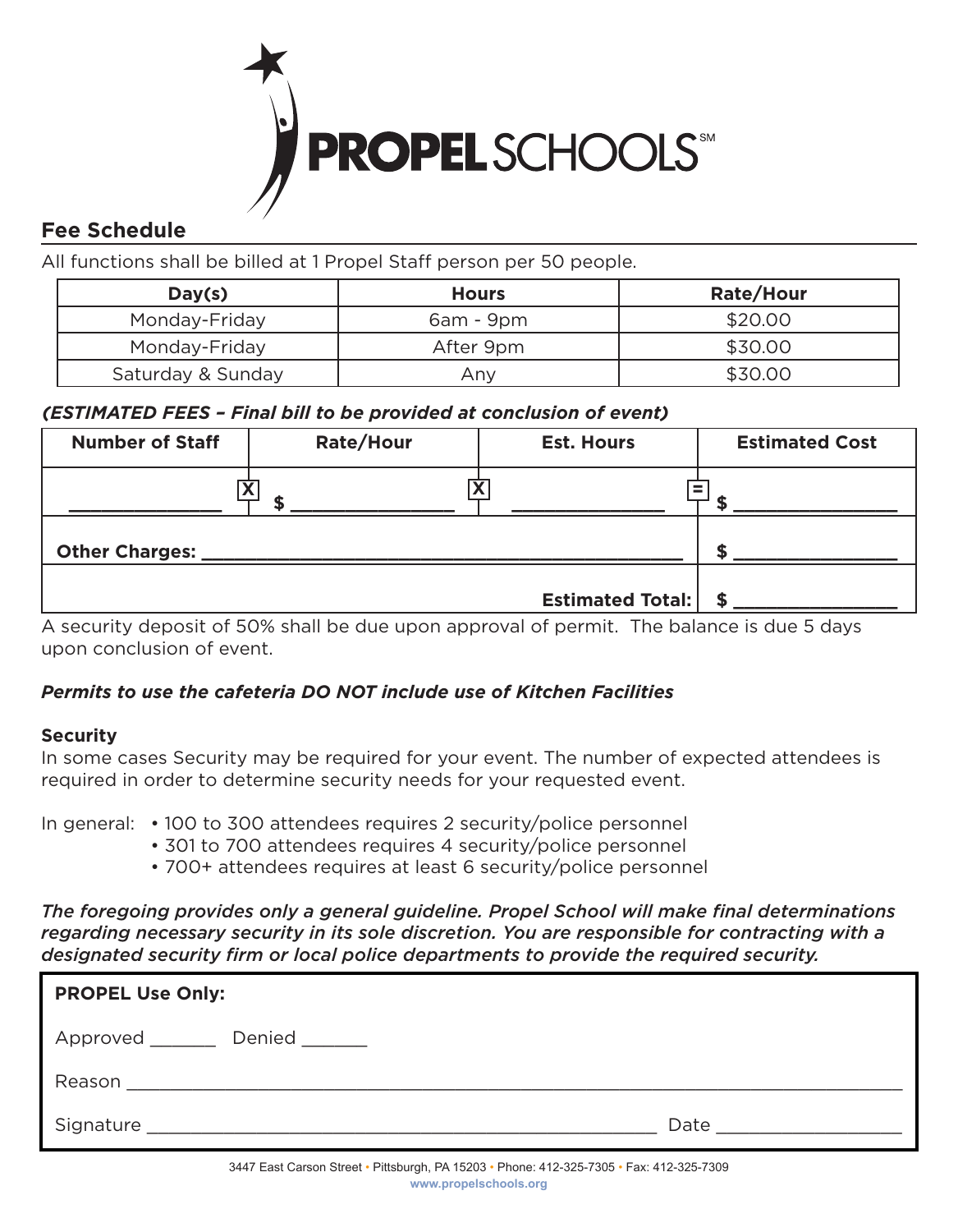PROPEL SCHOOLS[SM]

## Fee Schedule

All functions shall be billed at 1 Propel Staff person per 50 people.

| Day(s) | Hours | Rate/Hour |
|---|---|---|
| Monday-Friday | 6am - 9pm | $20.00 |
| Monday-Friday | After 9pm | $30.00 |
| Saturday & Sunday | Any | $30.00 |

***(ESTIMATED FEES – Final bill to be provided at conclusion of event)***

| Number of Staff | Rate/Hour | Est. Hours | Estimated Cost |
|---|---|---|---|
| ______________ X | $ ______________ X | ______________ = | $ ______________ |
| **Other Charges:** ______________ | | | $ ______________ |
| | | **Estimated Total:** | $ ______________ |

A security deposit of 50% shall be due upon approval of permit. The balance is due 5 days upon conclusion of event.

***Permits to use the cafeteria DO NOT include use of Kitchen Facilities***

**Security**

In some cases Security may be required for your event. The number of expected attendees is required in order to determine security needs for your requested event.

In general:
- 100 to 300 attendees requires 2 security/police personnel
- 301 to 700 attendees requires 4 security/police personnel
- 700+ attendees requires at least 6 security/police personnel

***The foregoing provides only a general guideline. Propel School will make final determinations regarding necessary security in its sole discretion. You are responsible for contracting with a designated security firm or local police departments to provide the required security.***

**PROPEL Use Only:**

Approved ______ Denied ______

Reason ______________________________________________

Signature ______________________________________ Date ______________

3447 East Carson Street • Pittsburgh, PA 15203 • Phone: 412-325-7305 • Fax: 412-325-7309
www.propelschools.org